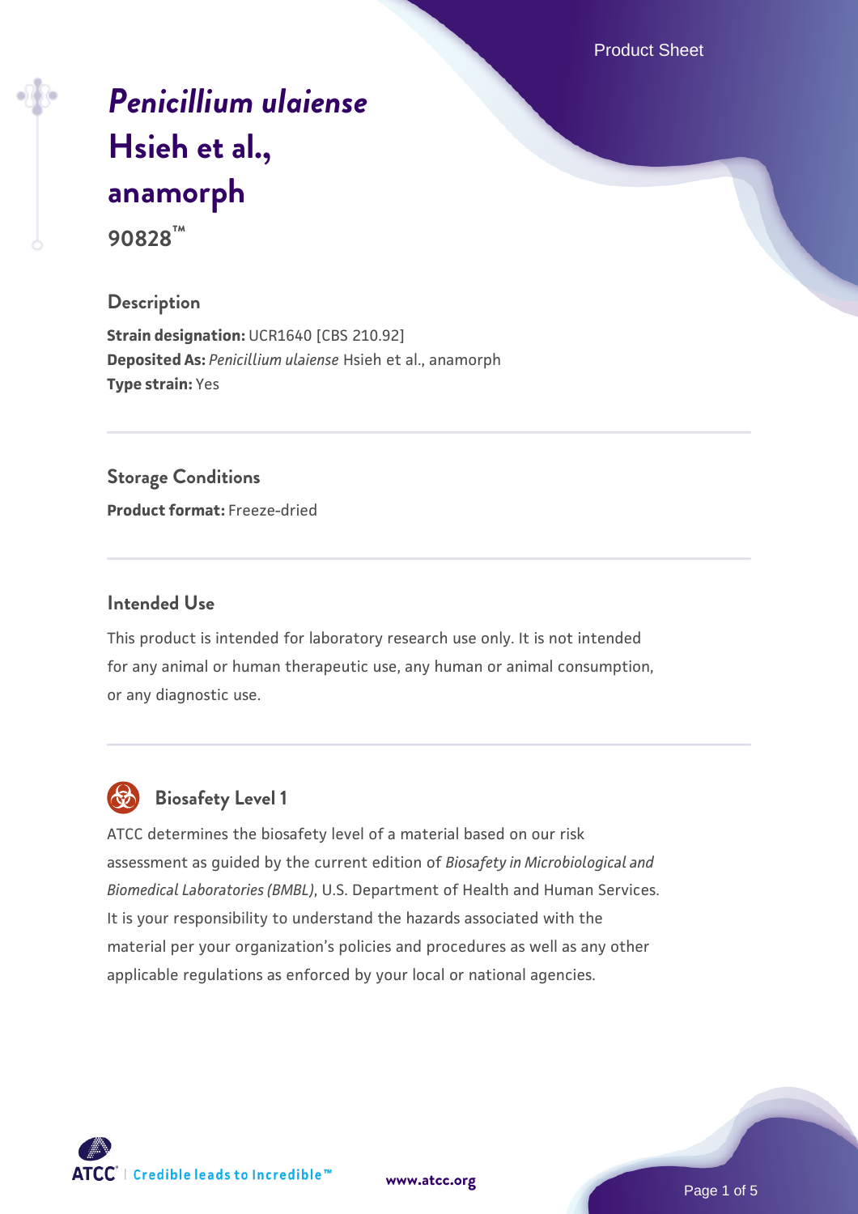# *Penicillium ulaiense* Hsieh et al., anamorph

**90828™**

## Description

**Strain designation:** UCR1640 [CBS 210.92]
**Deposited As:** *Penicillium ulaiense* Hsieh et al., anamorph
**Type strain:** Yes

## Storage Conditions

**Product format:** Freeze-dried

## Intended Use

This product is intended for laboratory research use only. It is not intended for any animal or human therapeutic use, any human or animal consumption, or any diagnostic use.

## Biosafety Level 1

ATCC determines the biosafety level of a material based on our risk assessment as guided by the current edition of *Biosafety in Microbiological and Biomedical Laboratories (BMBL)*, U.S. Department of Health and Human Services. It is your responsibility to understand the hazards associated with the material per your organization's policies and procedures as well as any other applicable regulations as enforced by your local or national agencies.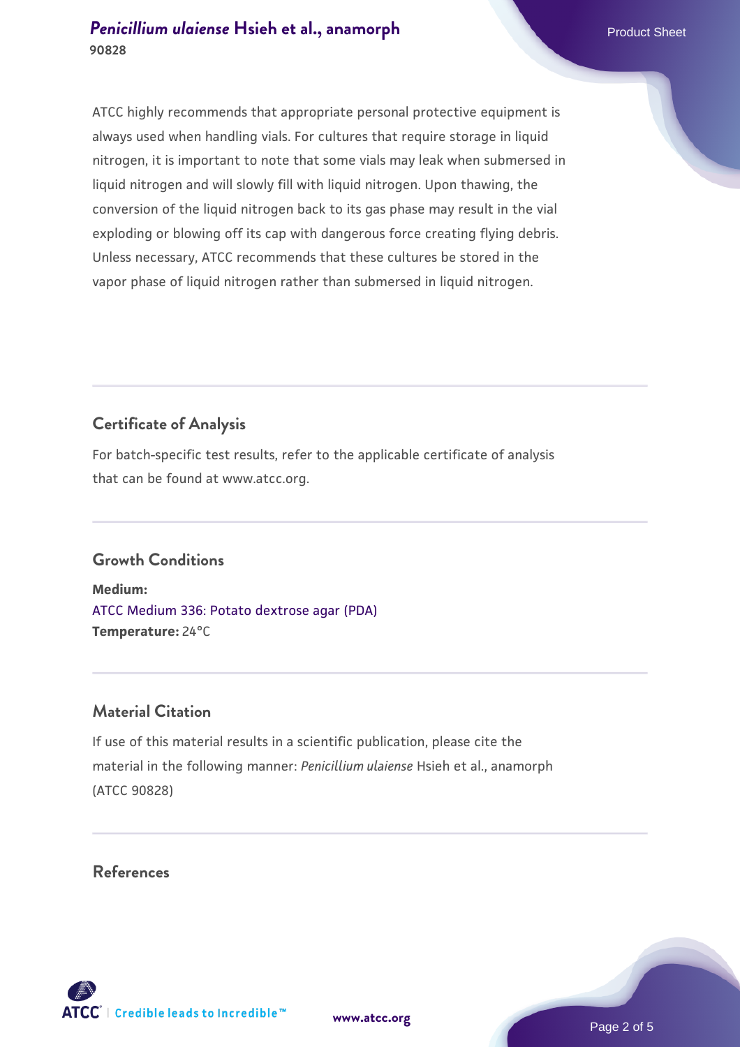ATCC highly recommends that appropriate personal protective equipment is always used when handling vials. For cultures that require storage in liquid nitrogen, it is important to note that some vials may leak when submersed in liquid nitrogen and will slowly fill with liquid nitrogen. Upon thawing, the conversion of the liquid nitrogen back to its gas phase may result in the vial exploding or blowing off its cap with dangerous force creating flying debris. Unless necessary, ATCC recommends that these cultures be stored in the vapor phase of liquid nitrogen rather than submersed in liquid nitrogen.

## Certificate of Analysis

For batch-specific test results, refer to the applicable certificate of analysis that can be found at www.atcc.org.

## Growth Conditions

**Medium:**
ATCC Medium 336: Potato dextrose agar (PDA)
**Temperature:** 24°C

## Material Citation

If use of this material results in a scientific publication, please cite the material in the following manner: *Penicillium ulaiense* Hsieh et al., anamorph (ATCC 90828)

## References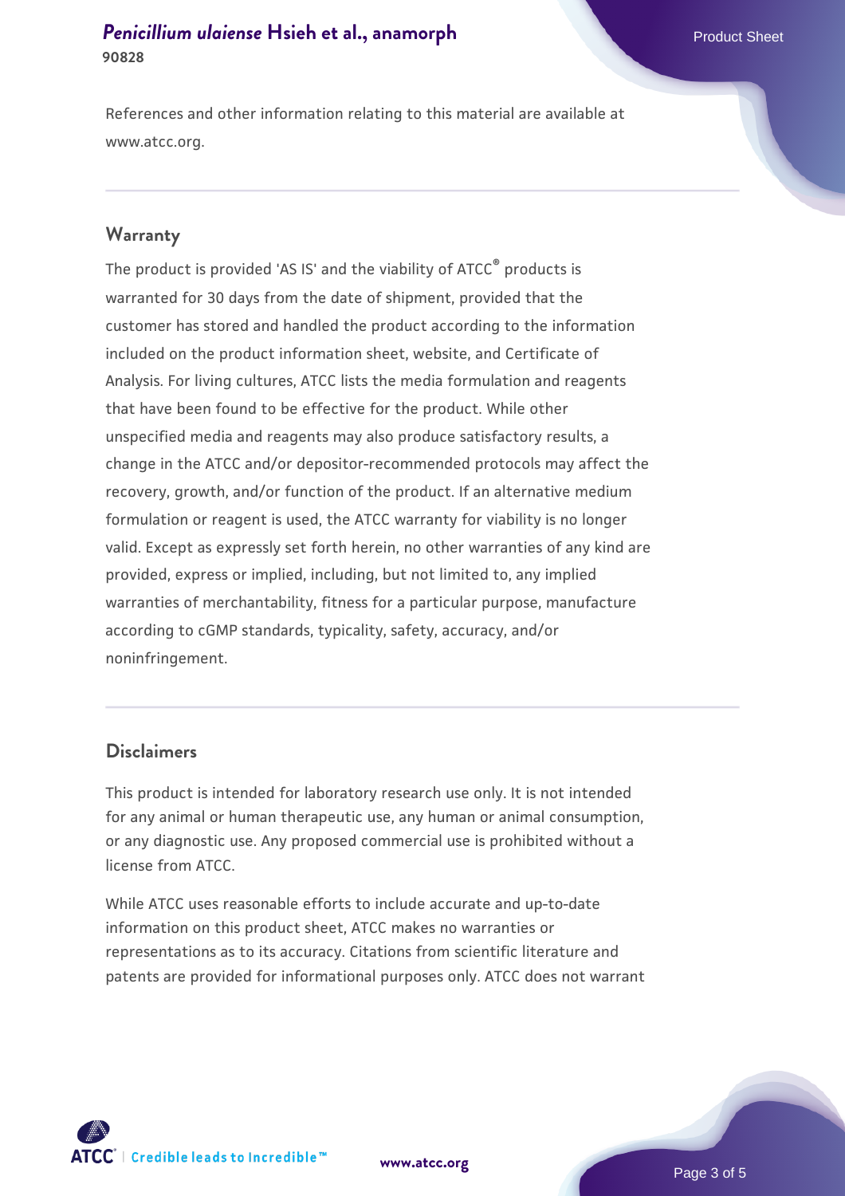References and other information relating to this material are available at www.atcc.org.

## Warranty

The product is provided 'AS IS' and the viability of ATCC® products is warranted for 30 days from the date of shipment, provided that the customer has stored and handled the product according to the information included on the product information sheet, website, and Certificate of Analysis. For living cultures, ATCC lists the media formulation and reagents that have been found to be effective for the product. While other unspecified media and reagents may also produce satisfactory results, a change in the ATCC and/or depositor-recommended protocols may affect the recovery, growth, and/or function of the product. If an alternative medium formulation or reagent is used, the ATCC warranty for viability is no longer valid. Except as expressly set forth herein, no other warranties of any kind are provided, express or implied, including, but not limited to, any implied warranties of merchantability, fitness for a particular purpose, manufacture according to cGMP standards, typicality, safety, accuracy, and/or noninfringement.

## Disclaimers

This product is intended for laboratory research use only. It is not intended for any animal or human therapeutic use, any human or animal consumption, or any diagnostic use. Any proposed commercial use is prohibited without a license from ATCC.

While ATCC uses reasonable efforts to include accurate and up-to-date information on this product sheet, ATCC makes no warranties or representations as to its accuracy. Citations from scientific literature and patents are provided for informational purposes only. ATCC does not warrant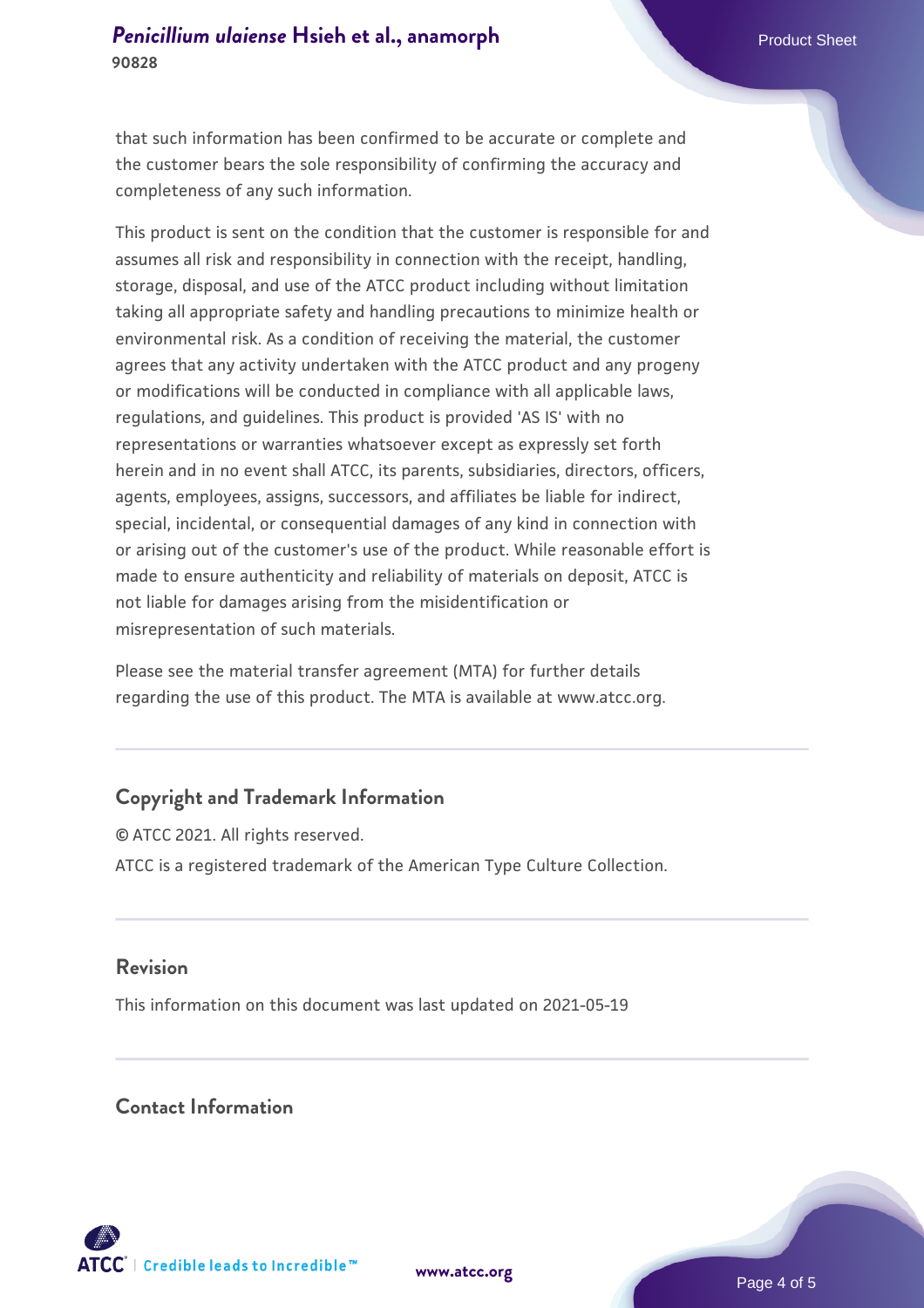that such information has been confirmed to be accurate or complete and the customer bears the sole responsibility of confirming the accuracy and completeness of any such information.

This product is sent on the condition that the customer is responsible for and assumes all risk and responsibility in connection with the receipt, handling, storage, disposal, and use of the ATCC product including without limitation taking all appropriate safety and handling precautions to minimize health or environmental risk. As a condition of receiving the material, the customer agrees that any activity undertaken with the ATCC product and any progeny or modifications will be conducted in compliance with all applicable laws, regulations, and guidelines. This product is provided 'AS IS' with no representations or warranties whatsoever except as expressly set forth herein and in no event shall ATCC, its parents, subsidiaries, directors, officers, agents, employees, assigns, successors, and affiliates be liable for indirect, special, incidental, or consequential damages of any kind in connection with or arising out of the customer's use of the product. While reasonable effort is made to ensure authenticity and reliability of materials on deposit, ATCC is not liable for damages arising from the misidentification or misrepresentation of such materials.

Please see the material transfer agreement (MTA) for further details regarding the use of this product. The MTA is available at www.atcc.org.

## Copyright and Trademark Information

© ATCC 2021. All rights reserved.

ATCC is a registered trademark of the American Type Culture Collection.

## Revision

This information on this document was last updated on 2021-05-19

## Contact Information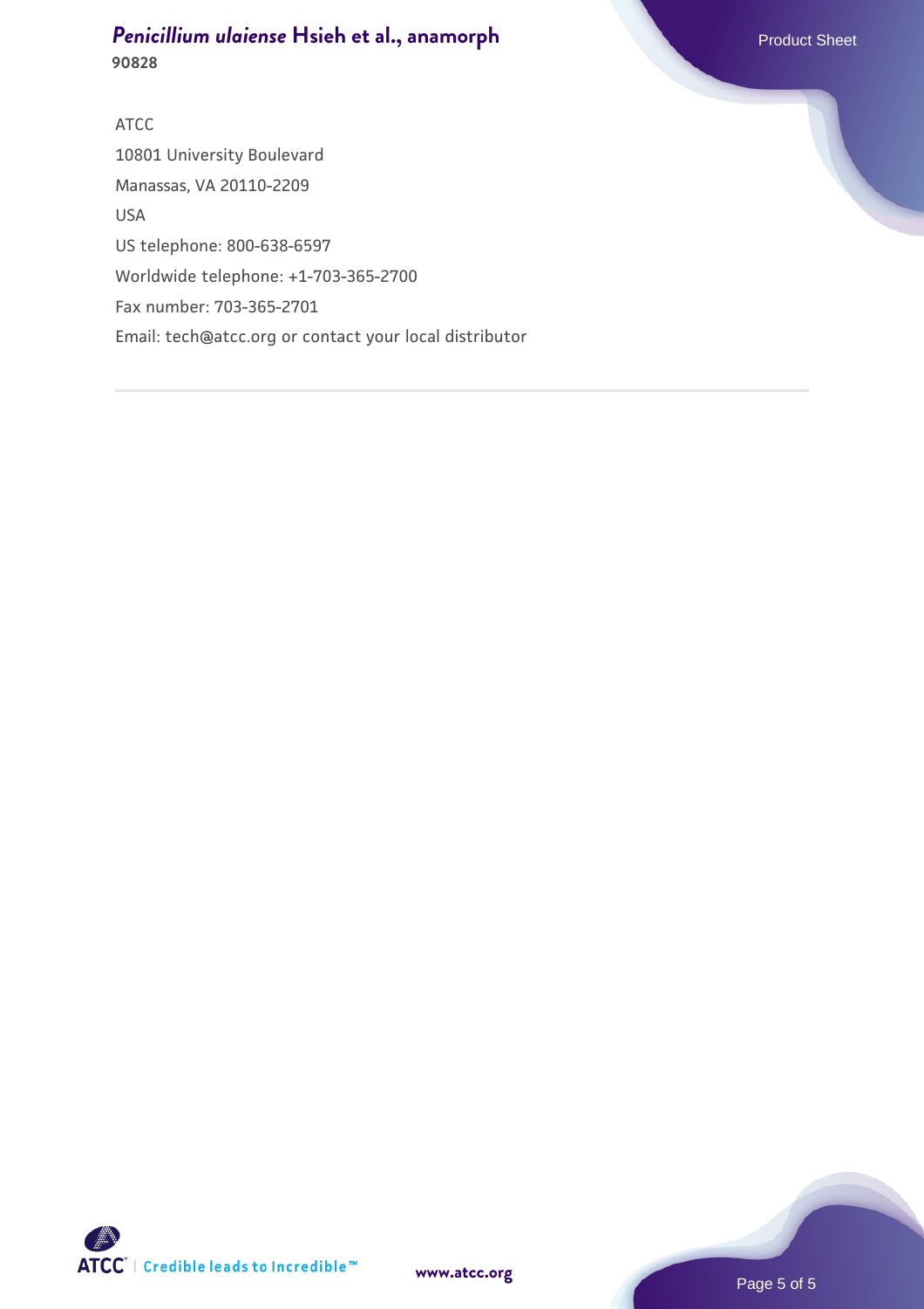ATCC

10801 University Boulevard

Manassas, VA 20110-2209

USA

US telephone: 800-638-6597

Worldwide telephone: +1-703-365-2700

Fax number: 703-365-2701

Email: tech@atcc.org or contact your local distributor